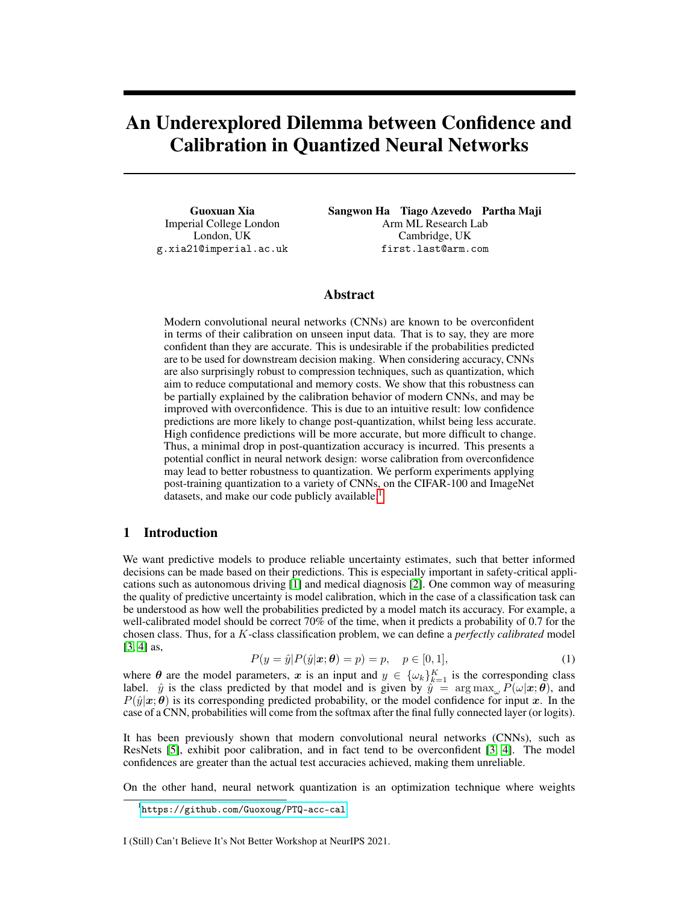# An Underexplored Dilemma between Confidence and Calibration in Quantized Neural Networks

**Guoxuan Xia**
Imperial College London
London, UK
g.xia21@imperial.ac.uk

**Sangwon Ha  Tiago Azevedo  Partha Maji**
Arm ML Research Lab
Cambridge, UK
first.last@arm.com

## Abstract

Modern convolutional neural networks (CNNs) are known to be overconfident in terms of their calibration on unseen input data. That is to say, they are more confident than they are accurate. This is undesirable if the probabilities predicted are to be used for downstream decision making. When considering accuracy, CNNs are also surprisingly robust to compression techniques, such as quantization, which aim to reduce computational and memory costs. We show that this robustness can be partially explained by the calibration behavior of modern CNNs, and may be improved with overconfidence. This is due to an intuitive result: low confidence predictions are more likely to change post-quantization, whilst being less accurate. High confidence predictions will be more accurate, but more difficult to change. Thus, a minimal drop in post-quantization accuracy is incurred. This presents a potential conflict in neural network design: worse calibration from overconfidence may lead to better robustness to quantization. We perform experiments applying post-training quantization to a variety of CNNs, on the CIFAR-100 and ImageNet datasets, and make our code publicly available.[1]

## 1 Introduction

We want predictive models to produce reliable uncertainty estimates, such that better informed decisions can be made based on their predictions. This is especially important in safety-critical applications such as autonomous driving [1] and medical diagnosis [2]. One common way of measuring the quality of predictive uncertainty is model calibration, which in the case of a classification task can be understood as how well the probabilities predicted by a model match its accuracy. For example, a well-calibrated model should be correct 70% of the time, when it predicts a probability of 0.7 for the chosen class. Thus, for a $K$-class classification problem, we can define a *perfectly calibrated* model [3, 4] as,

$$P(y = \hat{y}|P(\hat{y}|\boldsymbol{x};\boldsymbol{\theta}) = p) = p, \quad p \in [0, 1], \tag{1}$$

where $\boldsymbol{\theta}$ are the model parameters, $\boldsymbol{x}$ is an input and $y \in \{\omega_k\}_{k=1}^{K}$ is the corresponding class label. $\hat{y}$ is the class predicted by that model and is given by $\hat{y} = \arg\max_{\omega} P(\omega|\boldsymbol{x};\boldsymbol{\theta})$, and $P(\hat{y}|\boldsymbol{x};\boldsymbol{\theta})$ is its corresponding predicted probability, or the model confidence for input $\boldsymbol{x}$. In the case of a CNN, probabilities will come from the softmax after the final fully connected layer (or logits).

It has been previously shown that modern convolutional neural networks (CNNs), such as ResNets [5], exhibit poor calibration, and in fact tend to be overconfident [3, 4]. The model confidences are greater than the actual test accuracies achieved, making them unreliable.

On the other hand, neural network quantization is an optimization technique where weights

[1] https://github.com/Guoxoug/PTQ-acc-cal

I (Still) Can't Believe It's Not Better Workshop at NeurIPS 2021.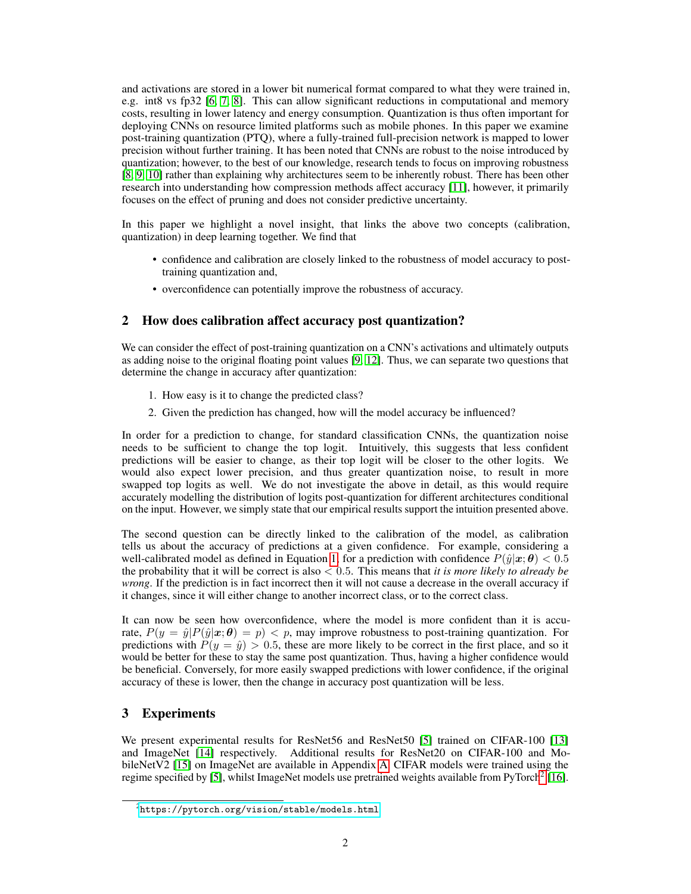and activations are stored in a lower bit numerical format compared to what they were trained in, e.g. int8 vs fp32 [6, 7, 8]. This can allow significant reductions in computational and memory costs, resulting in lower latency and energy consumption. Quantization is thus often important for deploying CNNs on resource limited platforms such as mobile phones. In this paper we examine post-training quantization (PTQ), where a fully-trained full-precision network is mapped to lower precision without further training. It has been noted that CNNs are robust to the noise introduced by quantization; however, to the best of our knowledge, research tends to focus on improving robustness [8, 9, 10] rather than explaining why architectures seem to be inherently robust. There has been other research into understanding how compression methods affect accuracy [11], however, it primarily focuses on the effect of pruning and does not consider predictive uncertainty.

In this paper we highlight a novel insight, that links the above two concepts (calibration, quantization) in deep learning together. We find that

- confidence and calibration are closely linked to the robustness of model accuracy to post-training quantization and,
- overconfidence can potentially improve the robustness of accuracy.

## 2 How does calibration affect accuracy post quantization?

We can consider the effect of post-training quantization on a CNN's activations and ultimately outputs as adding noise to the original floating point values [9, 12]. Thus, we can separate two questions that determine the change in accuracy after quantization:

1. How easy is it to change the predicted class?
2. Given the prediction has changed, how will the model accuracy be influenced?

In order for a prediction to change, for standard classification CNNs, the quantization noise needs to be sufficient to change the top logit. Intuitively, this suggests that less confident predictions will be easier to change, as their top logit will be closer to the other logits. We would also expect lower precision, and thus greater quantization noise, to result in more swapped top logits as well. We do not investigate the above in detail, as this would require accurately modelling the distribution of logits post-quantization for different architectures conditional on the input. However, we simply state that our empirical results support the intuition presented above.

The second question can be directly linked to the calibration of the model, as calibration tells us about the accuracy of predictions at a given confidence. For example, considering a well-calibrated model as defined in Equation 1, for a prediction with confidence $P(\hat{y}|\boldsymbol{x};\boldsymbol{\theta}) < 0.5$ the probability that it will be correct is also $< 0.5$. This means that *it is more likely to already be wrong*. If the prediction is in fact incorrect then it will not cause a decrease in the overall accuracy if it changes, since it will either change to another incorrect class, or to the correct class.

It can now be seen how overconfidence, where the model is more confident than it is accurate, $P(y = \hat{y}|P(\hat{y}|\boldsymbol{x};\boldsymbol{\theta}) = p) < p$, may improve robustness to post-training quantization. For predictions with $P(y = \hat{y}) > 0.5$, these are more likely to be correct in the first place, and so it would be better for these to stay the same post quantization. Thus, having a higher confidence would be beneficial. Conversely, for more easily swapped predictions with lower confidence, if the original accuracy of these is lower, then the change in accuracy post quantization will be less.

## 3 Experiments

We present experimental results for ResNet56 and ResNet50 [5] trained on CIFAR-100 [13] and ImageNet [14] respectively. Additional results for ResNet20 on CIFAR-100 and MobileNetV2 [15] on ImageNet are available in Appendix A. CIFAR models were trained using the regime specified by [5], whilst ImageNet models use pretrained weights available from PyTorch[2] [16].

[2] https://pytorch.org/vision/stable/models.html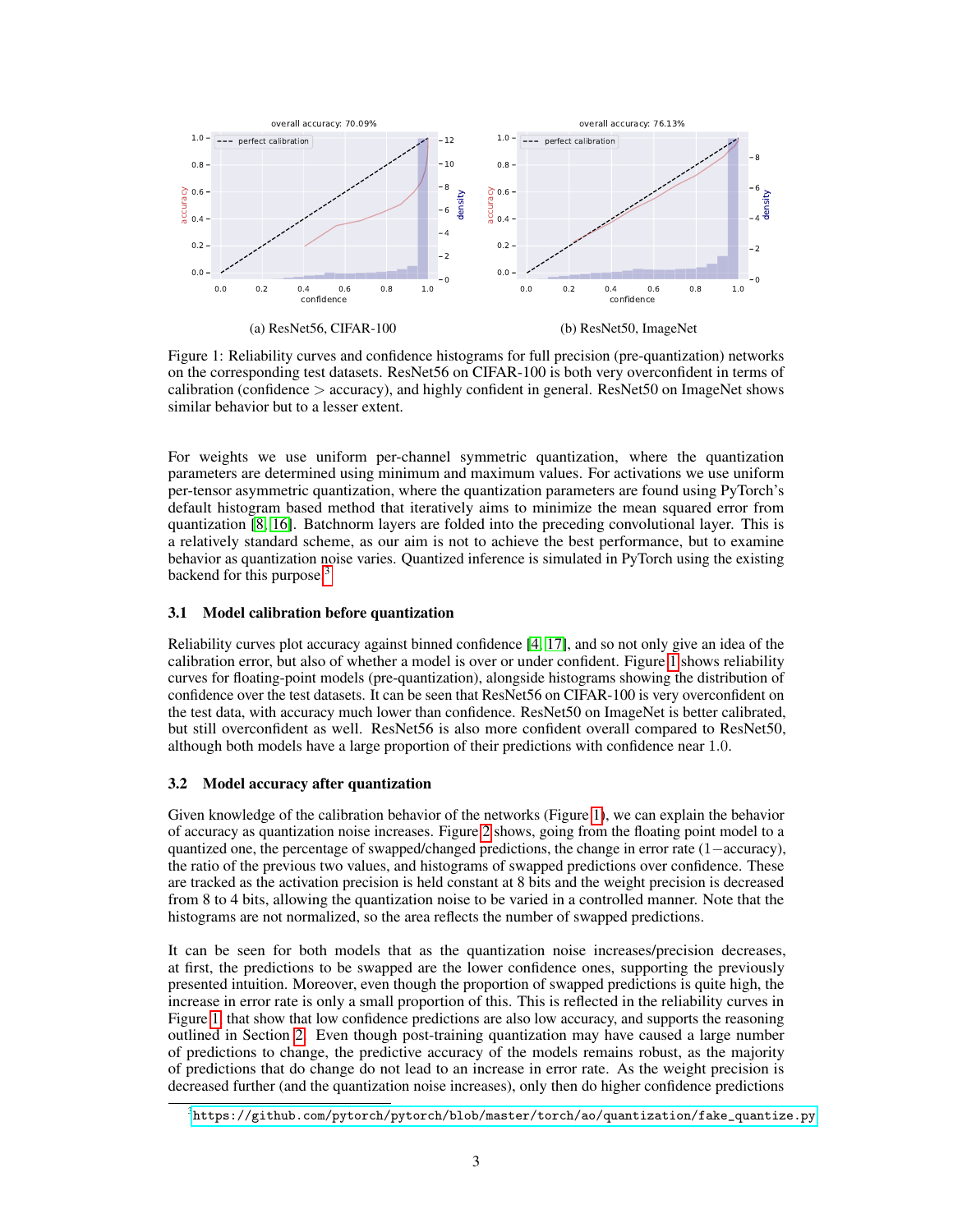(a) ResNet56, CIFAR-100

(b) ResNet50, ImageNet

Figure 1: Reliability curves and confidence histograms for full precision (pre-quantization) networks on the corresponding test datasets. ResNet56 on CIFAR-100 is both very overconfident in terms of calibration (confidence $>$ accuracy), and highly confident in general. ResNet50 on ImageNet shows similar behavior but to a lesser extent.

For weights we use uniform per-channel symmetric quantization, where the quantization parameters are determined using minimum and maximum values. For activations we use uniform per-tensor asymmetric quantization, where the quantization parameters are found using PyTorch's default histogram based method that iteratively aims to minimize the mean squared error from quantization [8, 16]. Batchnorm layers are folded into the preceding convolutional layer. This is a relatively standard scheme, as our aim is not to achieve the best performance, but to examine behavior as quantization noise varies. Quantized inference is simulated in PyTorch using the existing backend for this purpose.[3]

### 3.1 Model calibration before quantization

Reliability curves plot accuracy against binned confidence [4, 17], and so not only give an idea of the calibration error, but also of whether a model is over or under confident. Figure 1 shows reliability curves for floating-point models (pre-quantization), alongside histograms showing the distribution of confidence over the test datasets. It can be seen that ResNet56 on CIFAR-100 is very overconfident on the test data, with accuracy much lower than confidence. ResNet50 on ImageNet is better calibrated, but still overconfident as well. ResNet56 is also more confident overall compared to ResNet50, although both models have a large proportion of their predictions with confidence near 1.0.

### 3.2 Model accuracy after quantization

Given knowledge of the calibration behavior of the networks (Figure 1), we can explain the behavior of accuracy as quantization noise increases. Figure 2 shows, going from the floating point model to a quantized one, the percentage of swapped/changed predictions, the change in error rate ($1-$accuracy), the ratio of the previous two values, and histograms of swapped predictions over confidence. These are tracked as the activation precision is held constant at 8 bits and the weight precision is decreased from 8 to 4 bits, allowing the quantization noise to be varied in a controlled manner. Note that the histograms are not normalized, so the area reflects the number of swapped predictions.

It can be seen for both models that as the quantization noise increases/precision decreases, at first, the predictions to be swapped are the lower confidence ones, supporting the previously presented intuition. Moreover, even though the proportion of swapped predictions is quite high, the increase in error rate is only a small proportion of this. This is reflected in the reliability curves in Figure 1, that show that low confidence predictions are also low accuracy, and supports the reasoning outlined in Section 2. Even though post-training quantization may have caused a large number of predictions to change, the predictive accuracy of the models remains robust, as the majority of predictions that do change do not lead to an increase in error rate. As the weight precision is decreased further (and the quantization noise increases), only then do higher confidence predictions

[3] https://github.com/pytorch/pytorch/blob/master/torch/ao/quantization/fake_quantize.py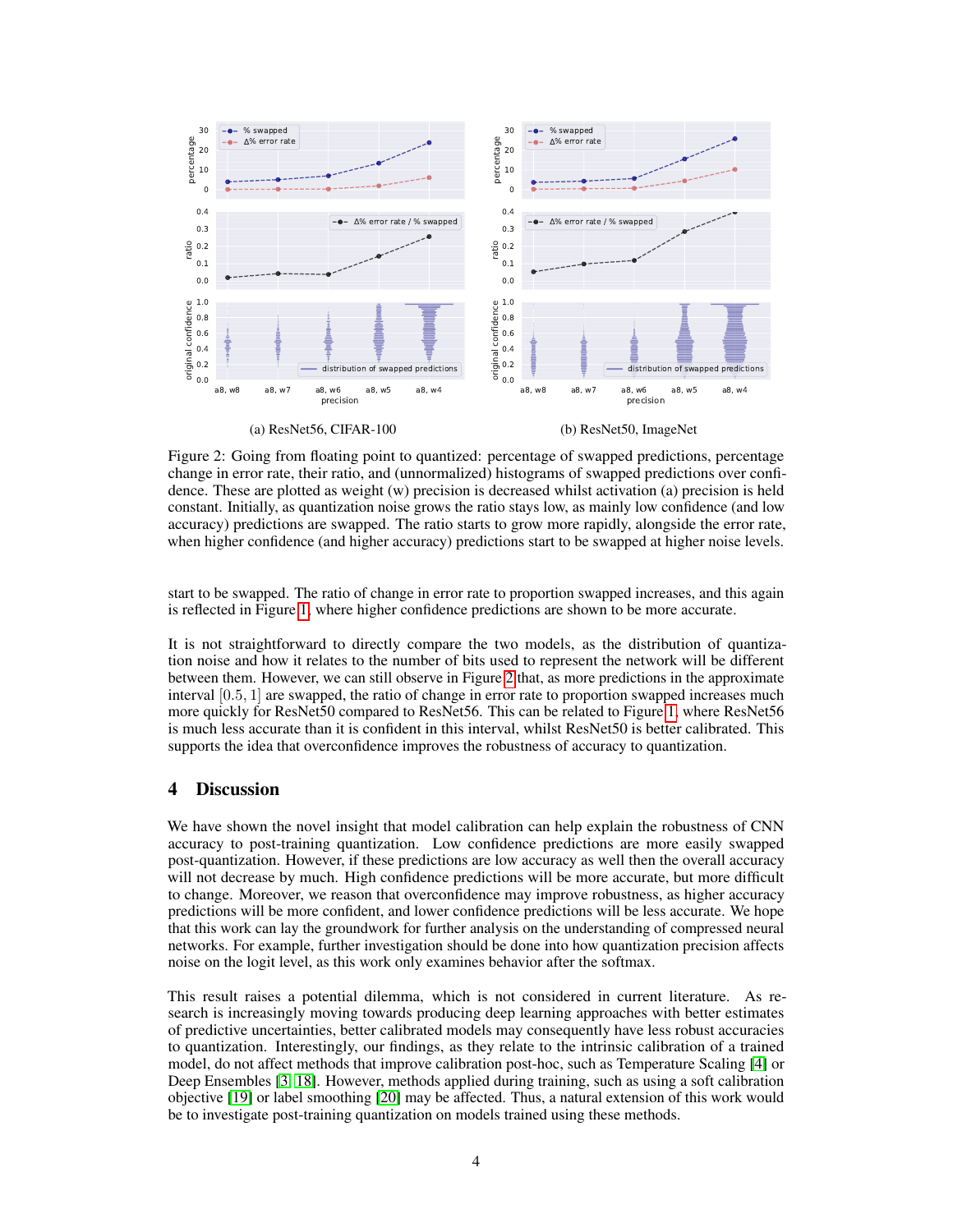(a) ResNet56, CIFAR-100

(b) ResNet50, ImageNet

Figure 2: Going from floating point to quantized: percentage of swapped predictions, percentage change in error rate, their ratio, and (unnormalized) histograms of swapped predictions over confidence. These are plotted as weight (w) precision is decreased whilst activation (a) precision is held constant. Initially, as quantization noise grows the ratio stays low, as mainly low confidence (and low accuracy) predictions are swapped. The ratio starts to grow more rapidly, alongside the error rate, when higher confidence (and higher accuracy) predictions start to be swapped at higher noise levels.

start to be swapped. The ratio of change in error rate to proportion swapped increases, and this again is reflected in Figure 1, where higher confidence predictions are shown to be more accurate.

It is not straightforward to directly compare the two models, as the distribution of quantization noise and how it relates to the number of bits used to represent the network will be different between them. However, we can still observe in Figure 2 that, as more predictions in the approximate interval $[0.5, 1]$ are swapped, the ratio of change in error rate to proportion swapped increases much more quickly for ResNet50 compared to ResNet56. This can be related to Figure 1, where ResNet56 is much less accurate than it is confident in this interval, whilst ResNet50 is better calibrated. This supports the idea that overconfidence improves the robustness of accuracy to quantization.

## 4 Discussion

We have shown the novel insight that model calibration can help explain the robustness of CNN accuracy to post-training quantization. Low confidence predictions are more easily swapped post-quantization. However, if these predictions are low accuracy as well then the overall accuracy will not decrease by much. High confidence predictions will be more accurate, but more difficult to change. Moreover, we reason that overconfidence may improve robustness, as higher accuracy predictions will be more confident, and lower confidence predictions will be less accurate. We hope that this work can lay the groundwork for further analysis on the understanding of compressed neural networks. For example, further investigation should be done into how quantization precision affects noise on the logit level, as this work only examines behavior after the softmax.

This result raises a potential dilemma, which is not considered in current literature. As research is increasingly moving towards producing deep learning approaches with better estimates of predictive uncertainties, better calibrated models may consequently have less robust accuracies to quantization. Interestingly, our findings, as they relate to the intrinsic calibration of a trained model, do not affect methods that improve calibration post-hoc, such as Temperature Scaling [4] or Deep Ensembles [3, 18]. However, methods applied during training, such as using a soft calibration objective [19] or label smoothing [20] may be affected. Thus, a natural extension of this work would be to investigate post-training quantization on models trained using these methods.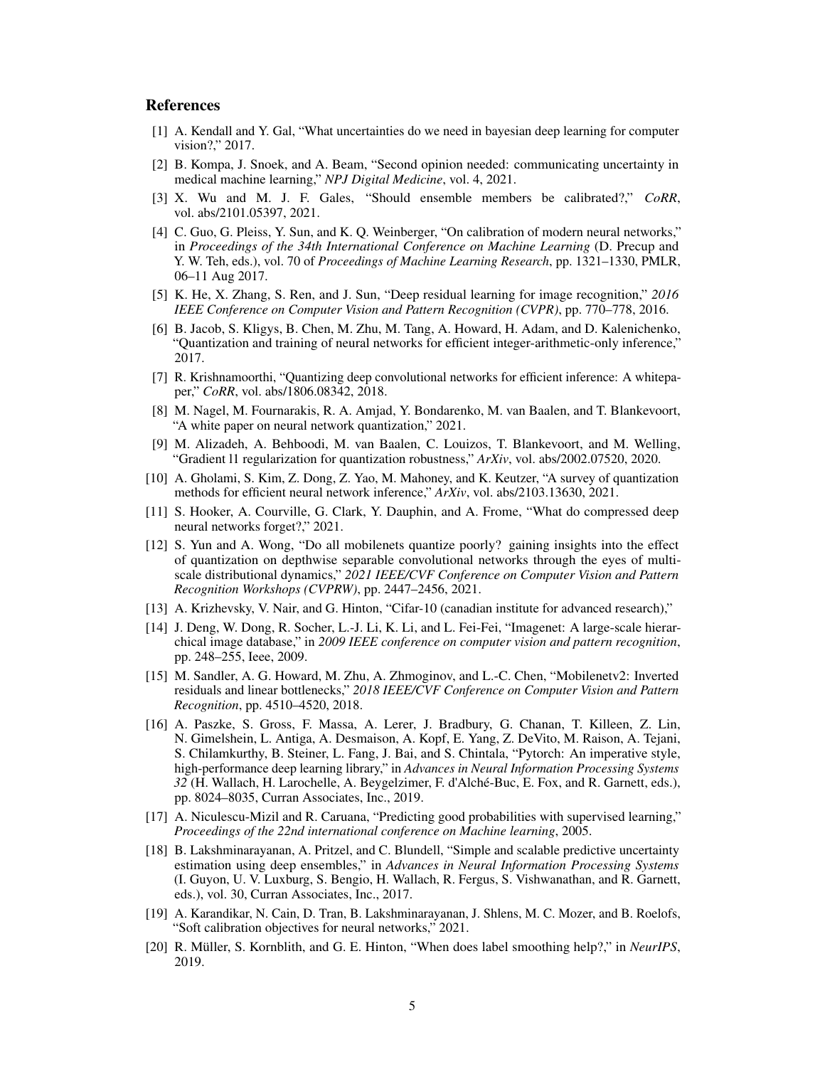## References

[1] A. Kendall and Y. Gal, "What uncertainties do we need in bayesian deep learning for computer vision?," 2017.

[2] B. Kompa, J. Snoek, and A. Beam, "Second opinion needed: communicating uncertainty in medical machine learning," *NPJ Digital Medicine*, vol. 4, 2021.

[3] X. Wu and M. J. F. Gales, "Should ensemble members be calibrated?," *CoRR*, vol. abs/2101.05397, 2021.

[4] C. Guo, G. Pleiss, Y. Sun, and K. Q. Weinberger, "On calibration of modern neural networks," in *Proceedings of the 34th International Conference on Machine Learning* (D. Precup and Y. W. Teh, eds.), vol. 70 of *Proceedings of Machine Learning Research*, pp. 1321–1330, PMLR, 06–11 Aug 2017.

[5] K. He, X. Zhang, S. Ren, and J. Sun, "Deep residual learning for image recognition," *2016 IEEE Conference on Computer Vision and Pattern Recognition (CVPR)*, pp. 770–778, 2016.

[6] B. Jacob, S. Kligys, B. Chen, M. Zhu, M. Tang, A. Howard, H. Adam, and D. Kalenichenko, "Quantization and training of neural networks for efficient integer-arithmetic-only inference," 2017.

[7] R. Krishnamoorthi, "Quantizing deep convolutional networks for efficient inference: A whitepaper," *CoRR*, vol. abs/1806.08342, 2018.

[8] M. Nagel, M. Fournarakis, R. A. Amjad, Y. Bondarenko, M. van Baalen, and T. Blankevoort, "A white paper on neural network quantization," 2021.

[9] M. Alizadeh, A. Behboodi, M. van Baalen, C. Louizos, T. Blankevoort, and M. Welling, "Gradient l1 regularization for quantization robustness," *ArXiv*, vol. abs/2002.07520, 2020.

[10] A. Gholami, S. Kim, Z. Dong, Z. Yao, M. Mahoney, and K. Keutzer, "A survey of quantization methods for efficient neural network inference," *ArXiv*, vol. abs/2103.13630, 2021.

[11] S. Hooker, A. Courville, G. Clark, Y. Dauphin, and A. Frome, "What do compressed deep neural networks forget?," 2021.

[12] S. Yun and A. Wong, "Do all mobilenets quantize poorly? gaining insights into the effect of quantization on depthwise separable convolutional networks through the eyes of multi-scale distributional dynamics," *2021 IEEE/CVF Conference on Computer Vision and Pattern Recognition Workshops (CVPRW)*, pp. 2447–2456, 2021.

[13] A. Krizhevsky, V. Nair, and G. Hinton, "Cifar-10 (canadian institute for advanced research),"

[14] J. Deng, W. Dong, R. Socher, L.-J. Li, K. Li, and L. Fei-Fei, "Imagenet: A large-scale hierarchical image database," in *2009 IEEE conference on computer vision and pattern recognition*, pp. 248–255, Ieee, 2009.

[15] M. Sandler, A. G. Howard, M. Zhu, A. Zhmoginov, and L.-C. Chen, "Mobilenetv2: Inverted residuals and linear bottlenecks," *2018 IEEE/CVF Conference on Computer Vision and Pattern Recognition*, pp. 4510–4520, 2018.

[16] A. Paszke, S. Gross, F. Massa, A. Lerer, J. Bradbury, G. Chanan, T. Killeen, Z. Lin, N. Gimelshein, L. Antiga, A. Desmaison, A. Kopf, E. Yang, Z. DeVito, M. Raison, A. Tejani, S. Chilamkurthy, B. Steiner, L. Fang, J. Bai, and S. Chintala, "Pytorch: An imperative style, high-performance deep learning library," in *Advances in Neural Information Processing Systems 32* (H. Wallach, H. Larochelle, A. Beygelzimer, F. d'Alché-Buc, E. Fox, and R. Garnett, eds.), pp. 8024–8035, Curran Associates, Inc., 2019.

[17] A. Niculescu-Mizil and R. Caruana, "Predicting good probabilities with supervised learning," *Proceedings of the 22nd international conference on Machine learning*, 2005.

[18] B. Lakshminarayanan, A. Pritzel, and C. Blundell, "Simple and scalable predictive uncertainty estimation using deep ensembles," in *Advances in Neural Information Processing Systems* (I. Guyon, U. V. Luxburg, S. Bengio, H. Wallach, R. Fergus, S. Vishwanathan, and R. Garnett, eds.), vol. 30, Curran Associates, Inc., 2017.

[19] A. Karandikar, N. Cain, D. Tran, B. Lakshminarayanan, J. Shlens, M. C. Mozer, and B. Roelofs, "Soft calibration objectives for neural networks," 2021.

[20] R. Müller, S. Kornblith, and G. E. Hinton, "When does label smoothing help?," in *NeurIPS*, 2019.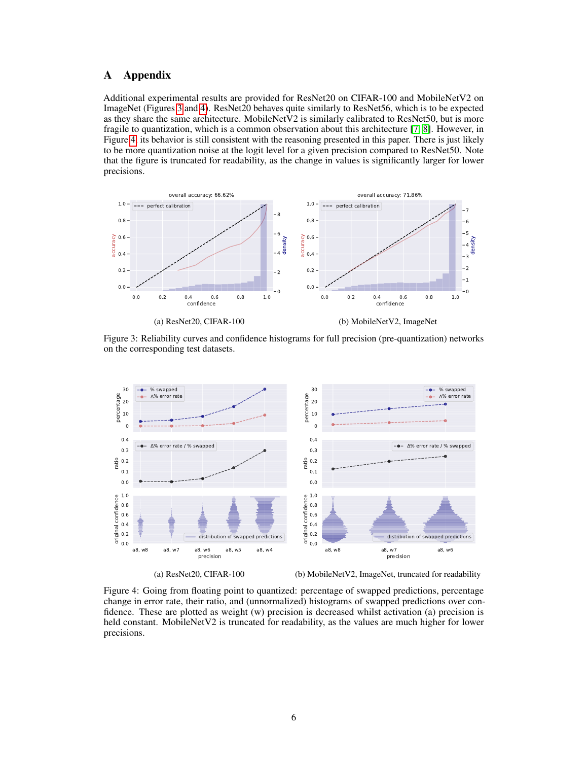## A Appendix

Additional experimental results are provided for ResNet20 on CIFAR-100 and MobileNetV2 on ImageNet (Figures 3 and 4). ResNet20 behaves quite similarly to ResNet56, which is to be expected as they share the same architecture. MobileNetV2 is similarly calibrated to ResNet50, but is more fragile to quantization, which is a common observation about this architecture [7, 8]. However, in Figure 4, its behavior is still consistent with the reasoning presented in this paper. There is just likely to be more quantization noise at the logit level for a given precision compared to ResNet50. Note that the figure is truncated for readability, as the change in values is significantly larger for lower precisions.

overall accuracy: 66.62%
perfect calibration
accuracy
density
confidence

(a) ResNet20, CIFAR-100

overall accuracy: 71.86%
perfect calibration
accuracy
density
confidence

(b) MobileNetV2, ImageNet

Figure 3: Reliability curves and confidence histograms for full precision (pre-quantization) networks on the corresponding test datasets.

% swapped
Δ% error rate
percentage
Δ% error rate / % swapped
ratio
original confidence
distribution of swapped predictions
a8, w8 a8, w7 a8, w6 a8, w5 a8, w4
precision

(a) ResNet20, CIFAR-100

% swapped
Δ% error rate
percentage
Δ% error rate / % swapped
ratio
original confidence
distribution of swapped predictions
a8, w8 a8, w7 a8, w6
precision

(b) MobileNetV2, ImageNet, truncated for readability

Figure 4: Going from floating point to quantized: percentage of swapped predictions, percentage change in error rate, their ratio, and (unnormalized) histograms of swapped predictions over confidence. These are plotted as weight (w) precision is decreased whilst activation (a) precision is held constant. MobileNetV2 is truncated for readability, as the values are much higher for lower precisions.